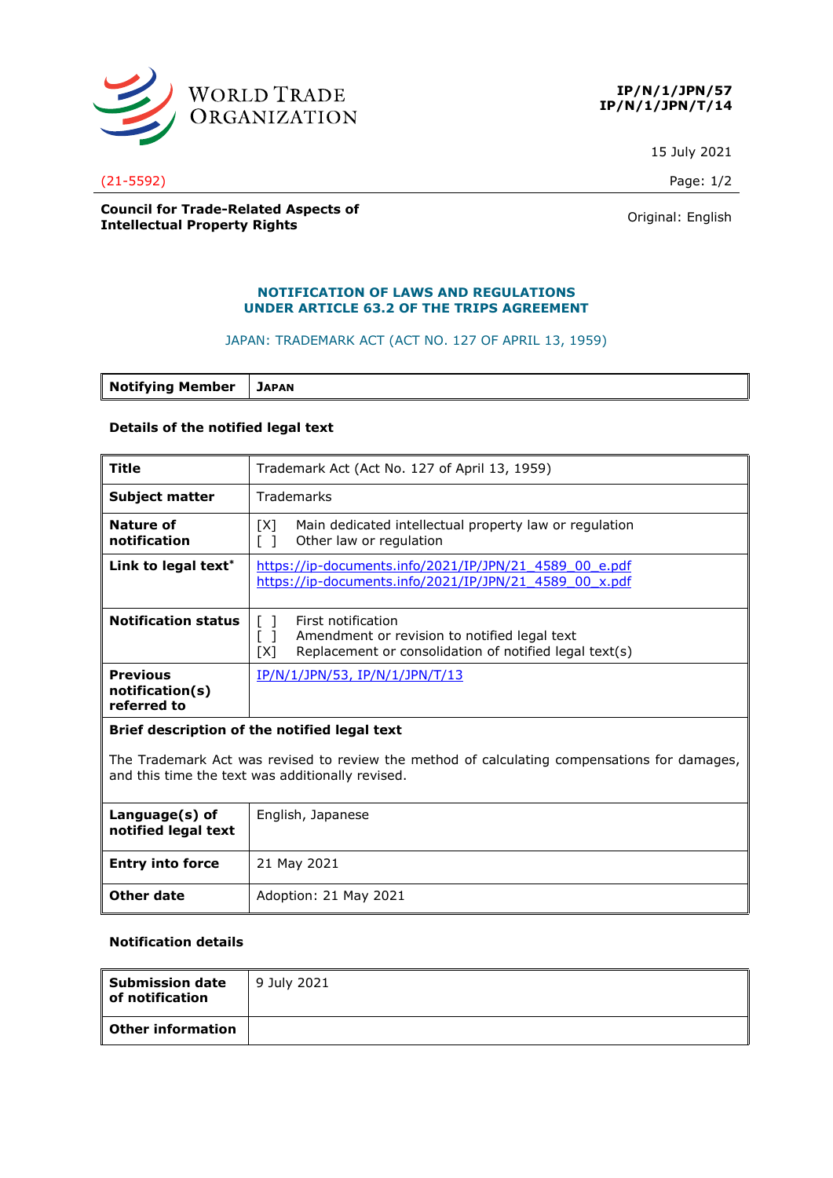WORLD TRADE ORGANIZATION

**IP/N/1/JPN/57**
**IP/N/1/JPN/T/14**

15 July 2021

(21-5592)

**Council for Trade-Related Aspects of Intellectual Property Rights**

Original: English

## NOTIFICATION OF LAWS AND REGULATIONS UNDER ARTICLE 63.2 OF THE TRIPS AGREEMENT

JAPAN: TRADEMARK ACT (ACT NO. 127 OF APRIL 13, 1959)

| **Notifying Member** | **JAPAN** |
|---|---|

**Details of the notified legal text**

| | |
|---|---|
| **Title** | Trademark Act (Act No. 127 of April 13, 1959) |
| **Subject matter** | Trademarks |
| **Nature of notification** | [X] Main dedicated intellectual property law or regulation<br>[ ] Other law or regulation |
| **Link to legal text*** | https://ip-documents.info/2021/IP/JPN/21_4589_00_e.pdf<br>https://ip-documents.info/2021/IP/JPN/21_4589_00_x.pdf |
| **Notification status** | [ ] First notification<br>[ ] Amendment or revision to notified legal text<br>[X] Replacement or consolidation of notified legal text(s) |
| **Previous notification(s) referred to** | IP/N/1/JPN/53, IP/N/1/JPN/T/13 |
| **Brief description of the notified legal text** | |
| The Trademark Act was revised to review the method of calculating compensations for damages, and this time the text was additionally revised. | |
| **Language(s) of notified legal text** | English, Japanese |
| **Entry into force** | 21 May 2021 |
| **Other date** | Adoption: 21 May 2021 |

**Notification details**

| | |
|---|---|
| **Submission date of notification** | 9 July 2021 |
| **Other information** | |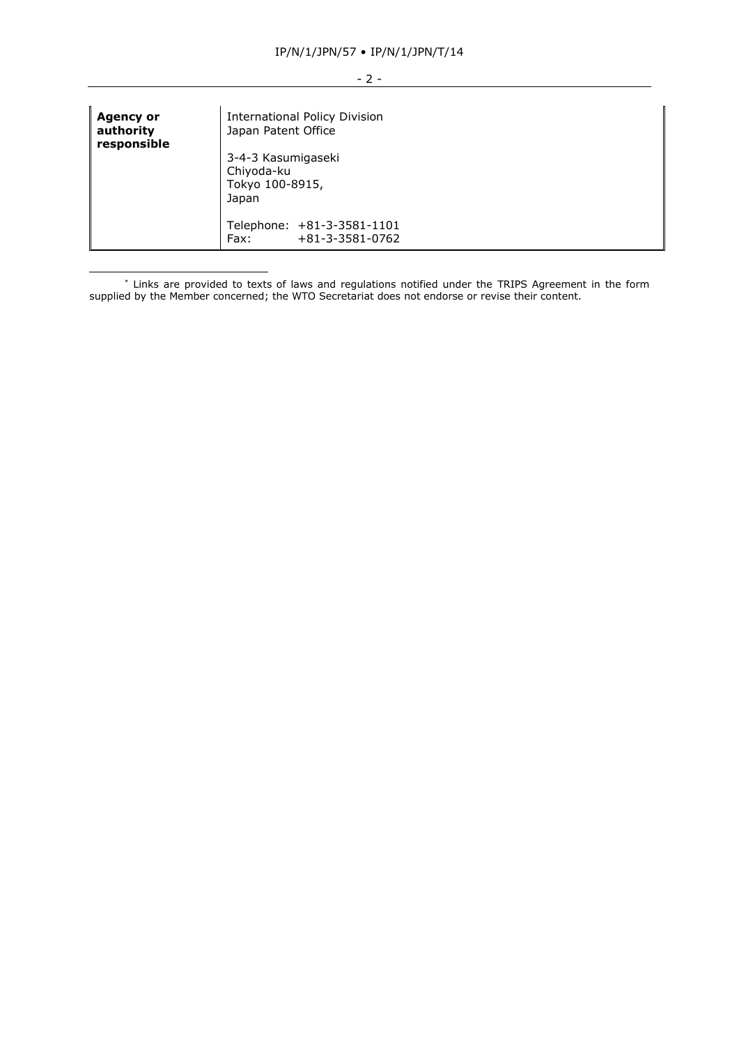| | |
|---|---|
| **Agency or authority responsible** | International Policy Division<br>Japan Patent Office<br><br>3-4-3 Kasumigaseki<br>Chiyoda-ku<br>Tokyo 100-8915,<br>Japan<br><br>Telephone: +81-3-3581-1101<br>Fax: +81-3-3581-0762 |

[*] Links are provided to texts of laws and regulations notified under the TRIPS Agreement in the form supplied by the Member concerned; the WTO Secretariat does not endorse or revise their content.